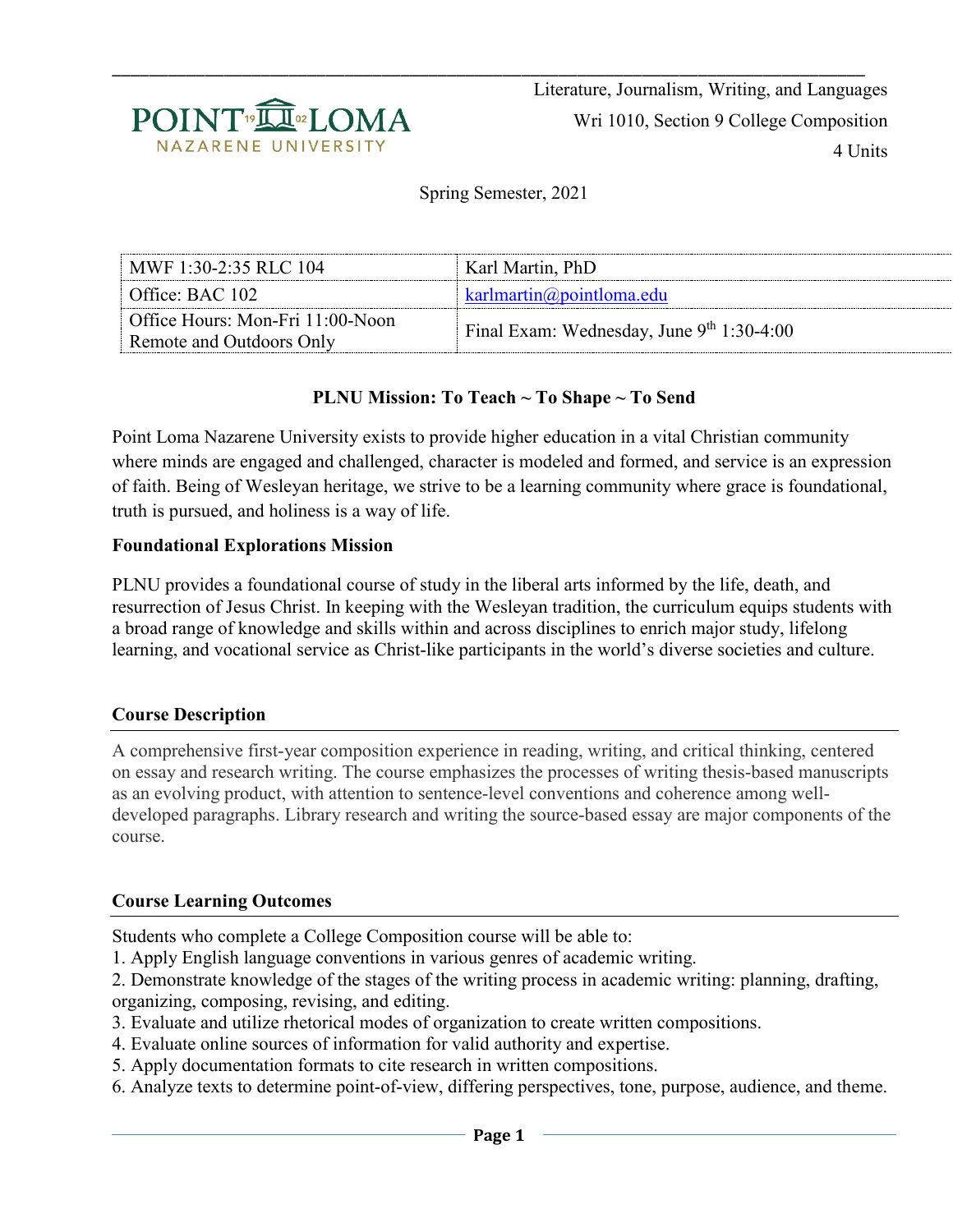Literature, Journalism, Writing, and Languages

Wri 1010, Section 9 College Composition

4 Units

Spring Semester, 2021

| MWF 1:30-2:35 RLC 104 | Karl Martin, PhD |
|---|---|
| Office: BAC 102 | karlmartin@pointloma.edu |
| Office Hours: Mon-Fri 11:00-Noon Remote and Outdoors Only | Final Exam: Wednesday, June 9th 1:30-4:00 |

**PLNU Mission: To Teach ~ To Shape ~ To Send**

Point Loma Nazarene University exists to provide higher education in a vital Christian community where minds are engaged and challenged, character is modeled and formed, and service is an expression of faith. Being of Wesleyan heritage, we strive to be a learning community where grace is foundational, truth is pursued, and holiness is a way of life.

**Foundational Explorations Mission**

PLNU provides a foundational course of study in the liberal arts informed by the life, death, and resurrection of Jesus Christ. In keeping with the Wesleyan tradition, the curriculum equips students with a broad range of knowledge and skills within and across disciplines to enrich major study, lifelong learning, and vocational service as Christ-like participants in the world's diverse societies and culture.

## Course Description

A comprehensive first-year composition experience in reading, writing, and critical thinking, centered on essay and research writing. The course emphasizes the processes of writing thesis-based manuscripts as an evolving product, with attention to sentence-level conventions and coherence among well-developed paragraphs. Library research and writing the source-based essay are major components of the course.

## Course Learning Outcomes

Students who complete a College Composition course will be able to:

1. Apply English language conventions in various genres of academic writing.
2. Demonstrate knowledge of the stages of the writing process in academic writing: planning, drafting, organizing, composing, revising, and editing.
3. Evaluate and utilize rhetorical modes of organization to create written compositions.
4. Evaluate online sources of information for valid authority and expertise.
5. Apply documentation formats to cite research in written compositions.
6. Analyze texts to determine point-of-view, differing perspectives, tone, purpose, audience, and theme.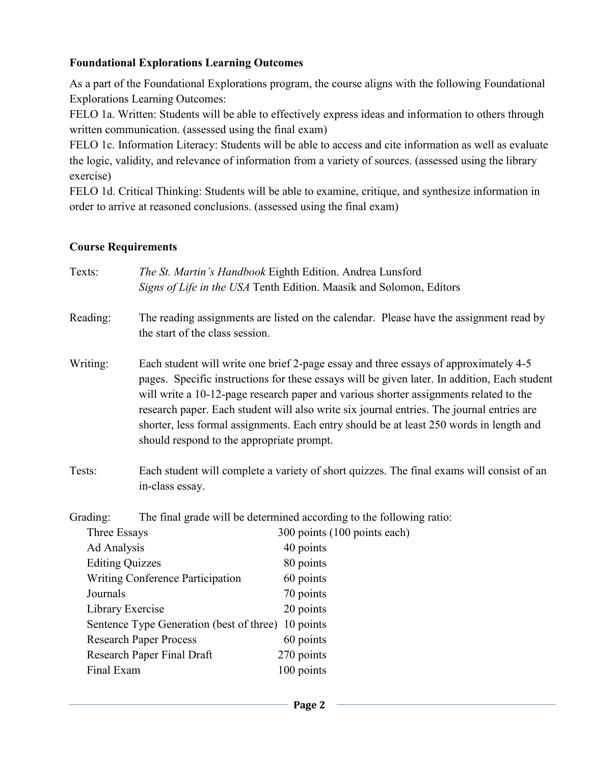**Foundational Explorations Learning Outcomes**

As a part of the Foundational Explorations program, the course aligns with the following Foundational Explorations Learning Outcomes:

FELO 1a. Written: Students will be able to effectively express ideas and information to others through written communication. (assessed using the final exam)

FELO 1c. Information Literacy: Students will be able to access and cite information as well as evaluate the logic, validity, and relevance of information from a variety of sources. (assessed using the library exercise)

FELO 1d. Critical Thinking: Students will be able to examine, critique, and synthesize information in order to arrive at reasoned conclusions. (assessed using the final exam)

**Course Requirements**

Texts: *The St. Martin's Handbook* Eighth Edition. Andrea Lunsford
*Signs of Life in the USA* Tenth Edition. Maasik and Solomon, Editors

Reading: The reading assignments are listed on the calendar. Please have the assignment read by the start of the class session.

Writing: Each student will write one brief 2-page essay and three essays of approximately 4-5 pages. Specific instructions for these essays will be given later. In addition, Each student will write a 10-12-page research paper and various shorter assignments related to the research paper. Each student will also write six journal entries. The journal entries are shorter, less formal assignments. Each entry should be at least 250 words in length and should respond to the appropriate prompt.

Tests: Each student will complete a variety of short quizzes. The final exams will consist of an in-class essay.

Grading: The final grade will be determined according to the following ratio:

| Item | Points |
|---|---|
| Three Essays | 300 points (100 points each) |
| Ad Analysis | 40 points |
| Editing Quizzes | 80 points |
| Writing Conference Participation | 60 points |
| Journals | 70 points |
| Library Exercise | 20 points |
| Sentence Type Generation (best of three) | 10 points |
| Research Paper Process | 60 points |
| Research Paper Final Draft | 270 points |
| Final Exam | 100 points |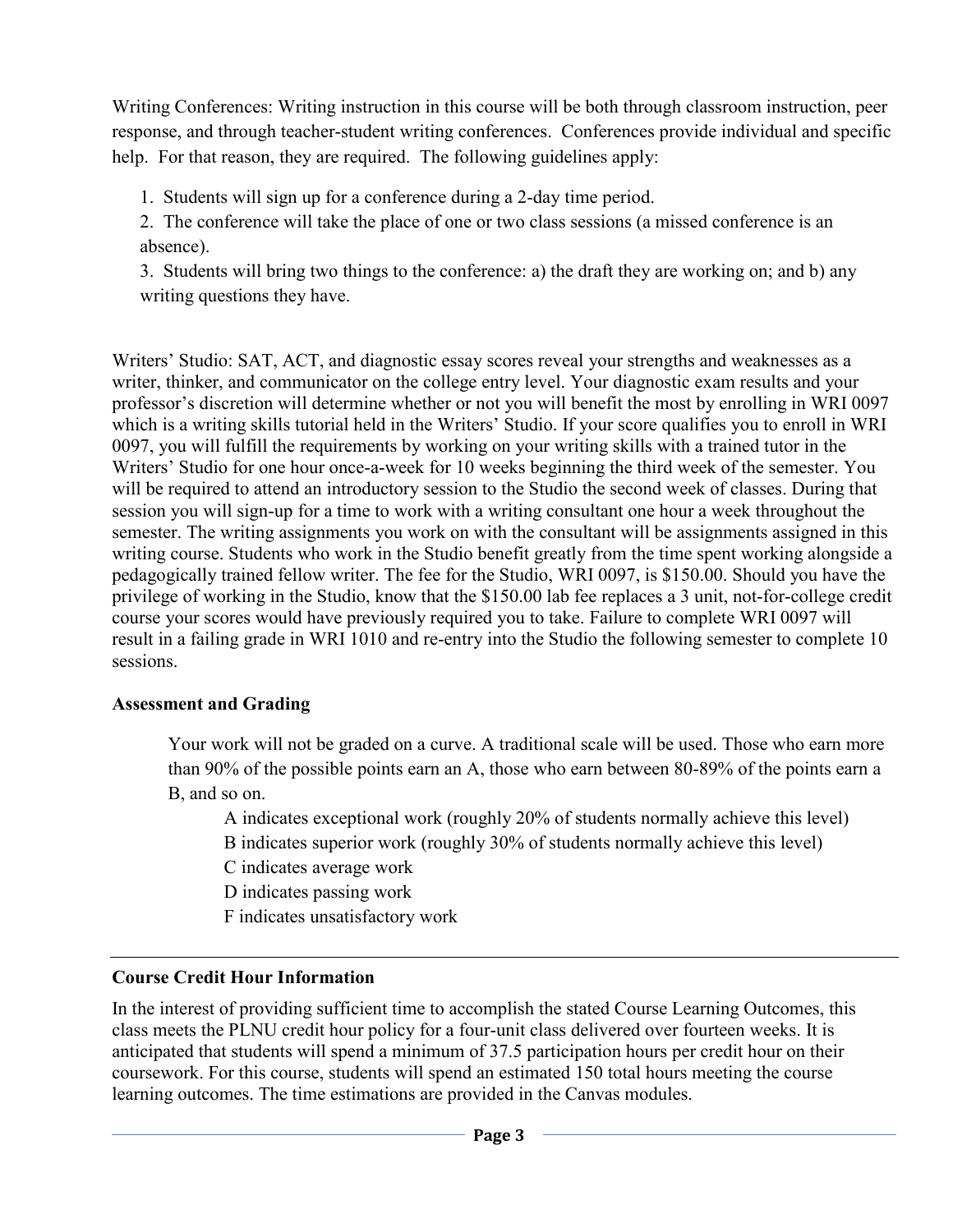Writing Conferences: Writing instruction in this course will be both through classroom instruction, peer response, and through teacher-student writing conferences. Conferences provide individual and specific help. For that reason, they are required. The following guidelines apply:

1. Students will sign up for a conference during a 2-day time period.
2. The conference will take the place of one or two class sessions (a missed conference is an absence).
3. Students will bring two things to the conference: a) the draft they are working on; and b) any writing questions they have.

Writers' Studio: SAT, ACT, and diagnostic essay scores reveal your strengths and weaknesses as a writer, thinker, and communicator on the college entry level. Your diagnostic exam results and your professor's discretion will determine whether or not you will benefit the most by enrolling in WRI 0097 which is a writing skills tutorial held in the Writers' Studio. If your score qualifies you to enroll in WRI 0097, you will fulfill the requirements by working on your writing skills with a trained tutor in the Writers' Studio for one hour once-a-week for 10 weeks beginning the third week of the semester. You will be required to attend an introductory session to the Studio the second week of classes. During that session you will sign-up for a time to work with a writing consultant one hour a week throughout the semester. The writing assignments you work on with the consultant will be assignments assigned in this writing course. Students who work in the Studio benefit greatly from the time spent working alongside a pedagogically trained fellow writer. The fee for the Studio, WRI 0097, is $150.00. Should you have the privilege of working in the Studio, know that the $150.00 lab fee replaces a 3 unit, not-for-college credit course your scores would have previously required you to take. Failure to complete WRI 0097 will result in a failing grade in WRI 1010 and re-entry into the Studio the following semester to complete 10 sessions.

## Assessment and Grading

Your work will not be graded on a curve. A traditional scale will be used. Those who earn more than 90% of the possible points earn an A, those who earn between 80-89% of the points earn a B, and so on.

A indicates exceptional work (roughly 20% of students normally achieve this level)
B indicates superior work (roughly 30% of students normally achieve this level)
C indicates average work
D indicates passing work
F indicates unsatisfactory work

## Course Credit Hour Information

In the interest of providing sufficient time to accomplish the stated Course Learning Outcomes, this class meets the PLNU credit hour policy for a four-unit class delivered over fourteen weeks. It is anticipated that students will spend a minimum of 37.5 participation hours per credit hour on their coursework. For this course, students will spend an estimated 150 total hours meeting the course learning outcomes. The time estimations are provided in the Canvas modules.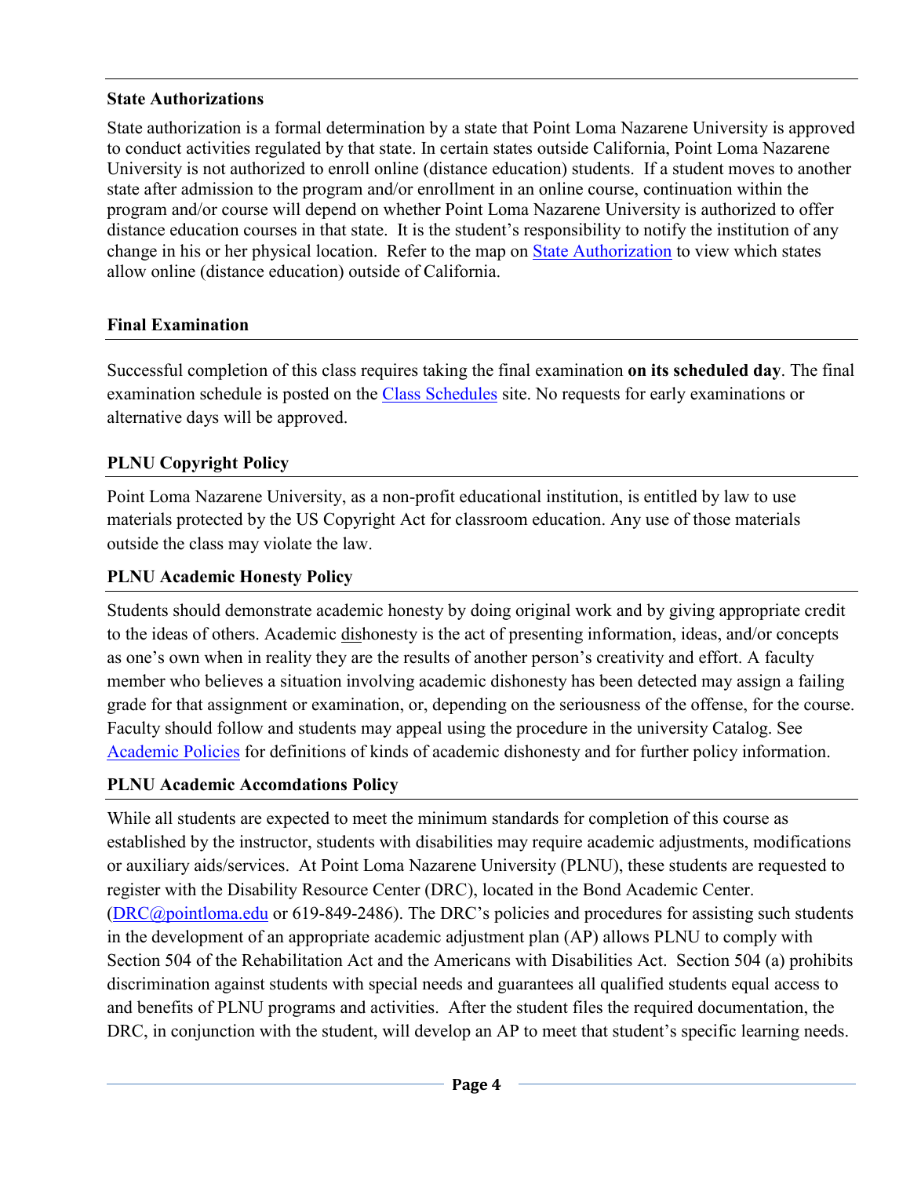### State Authorizations

State authorization is a formal determination by a state that Point Loma Nazarene University is approved to conduct activities regulated by that state. In certain states outside California, Point Loma Nazarene University is not authorized to enroll online (distance education) students. If a student moves to another state after admission to the program and/or enrollment in an online course, continuation within the program and/or course will depend on whether Point Loma Nazarene University is authorized to offer distance education courses in that state. It is the student's responsibility to notify the institution of any change in his or her physical location. Refer to the map on [State Authorization] to view which states allow online (distance education) outside of California.

### Final Examination

Successful completion of this class requires taking the final examination **on its scheduled day**. The final examination schedule is posted on the [Class Schedules] site. No requests for early examinations or alternative days will be approved.

### PLNU Copyright Policy

Point Loma Nazarene University, as a non-profit educational institution, is entitled by law to use materials protected by the US Copyright Act for classroom education. Any use of those materials outside the class may violate the law.

### PLNU Academic Honesty Policy

Students should demonstrate academic honesty by doing original work and by giving appropriate credit to the ideas of others. Academic <u>dis</u>honesty is the act of presenting information, ideas, and/or concepts as one's own when in reality they are the results of another person's creativity and effort. A faculty member who believes a situation involving academic dishonesty has been detected may assign a failing grade for that assignment or examination, or, depending on the seriousness of the offense, for the course. Faculty should follow and students may appeal using the procedure in the university Catalog. See [Academic Policies] for definitions of kinds of academic dishonesty and for further policy information.

### PLNU Academic Accomdations Policy

While all students are expected to meet the minimum standards for completion of this course as established by the instructor, students with disabilities may require academic adjustments, modifications or auxiliary aids/services. At Point Loma Nazarene University (PLNU), these students are requested to register with the Disability Resource Center (DRC), located in the Bond Academic Center. (DRC@pointloma.edu or 619-849-2486). The DRC's policies and procedures for assisting such students in the development of an appropriate academic adjustment plan (AP) allows PLNU to comply with Section 504 of the Rehabilitation Act and the Americans with Disabilities Act. Section 504 (a) prohibits discrimination against students with special needs and guarantees all qualified students equal access to and benefits of PLNU programs and activities. After the student files the required documentation, the DRC, in conjunction with the student, will develop an AP to meet that student's specific learning needs.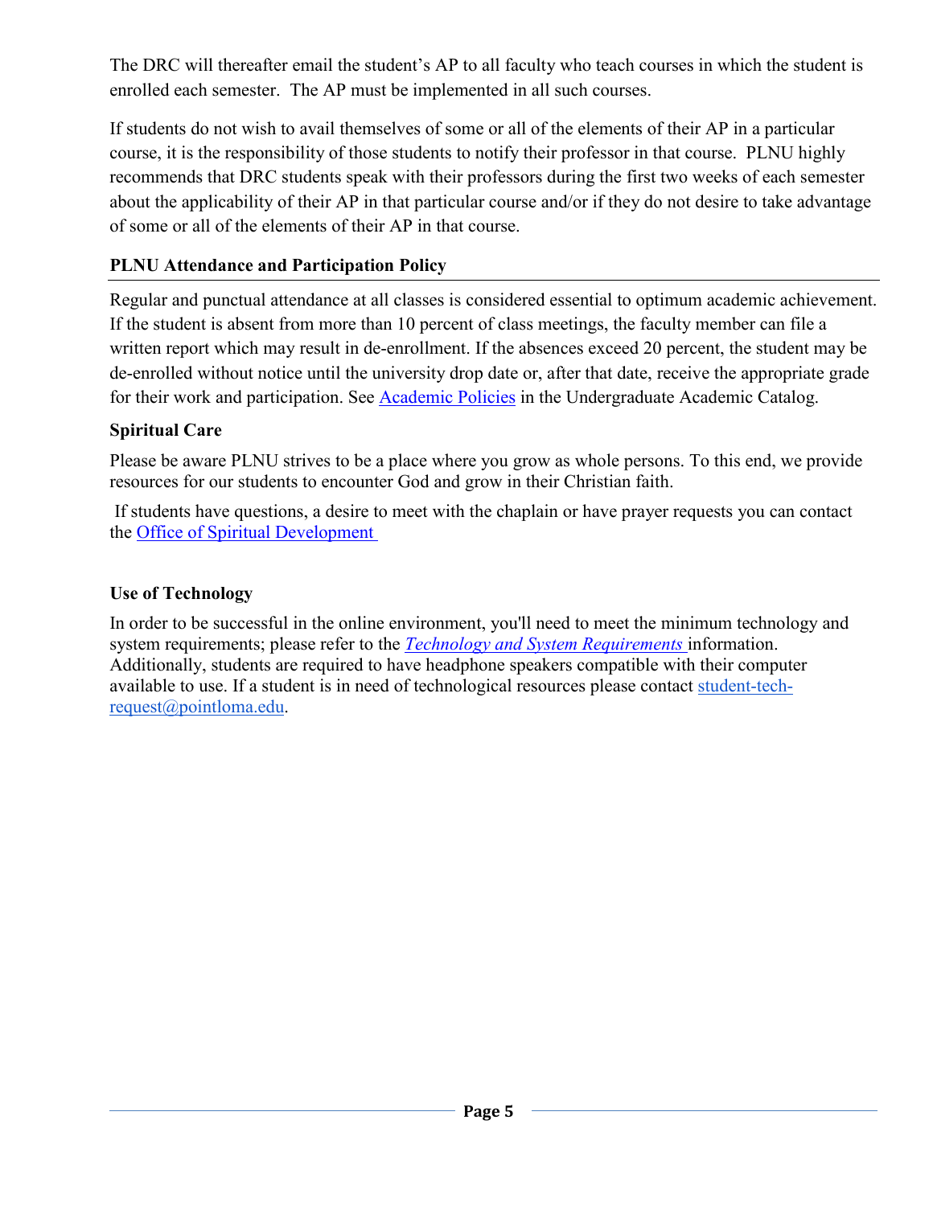The DRC will thereafter email the student's AP to all faculty who teach courses in which the student is enrolled each semester. The AP must be implemented in all such courses.

If students do not wish to avail themselves of some or all of the elements of their AP in a particular course, it is the responsibility of those students to notify their professor in that course. PLNU highly recommends that DRC students speak with their professors during the first two weeks of each semester about the applicability of their AP in that particular course and/or if they do not desire to take advantage of some or all of the elements of their AP in that course.

## PLNU Attendance and Participation Policy

Regular and punctual attendance at all classes is considered essential to optimum academic achievement. If the student is absent from more than 10 percent of class meetings, the faculty member can file a written report which may result in de-enrollment. If the absences exceed 20 percent, the student may be de-enrolled without notice until the university drop date or, after that date, receive the appropriate grade for their work and participation. See [Academic Policies](#) in the Undergraduate Academic Catalog.

## Spiritual Care

Please be aware PLNU strives to be a place where you grow as whole persons. To this end, we provide resources for our students to encounter God and grow in their Christian faith.

If students have questions, a desire to meet with the chaplain or have prayer requests you can contact the [Office of Spiritual Development](#)

## Use of Technology

In order to be successful in the online environment, you'll need to meet the minimum technology and system requirements; please refer to the [*Technology and System Requirements*](#) information. Additionally, students are required to have headphone speakers compatible with their computer available to use. If a student is in need of technological resources please contact [student-tech-request@pointloma.edu](mailto:student-tech-request@pointloma.edu).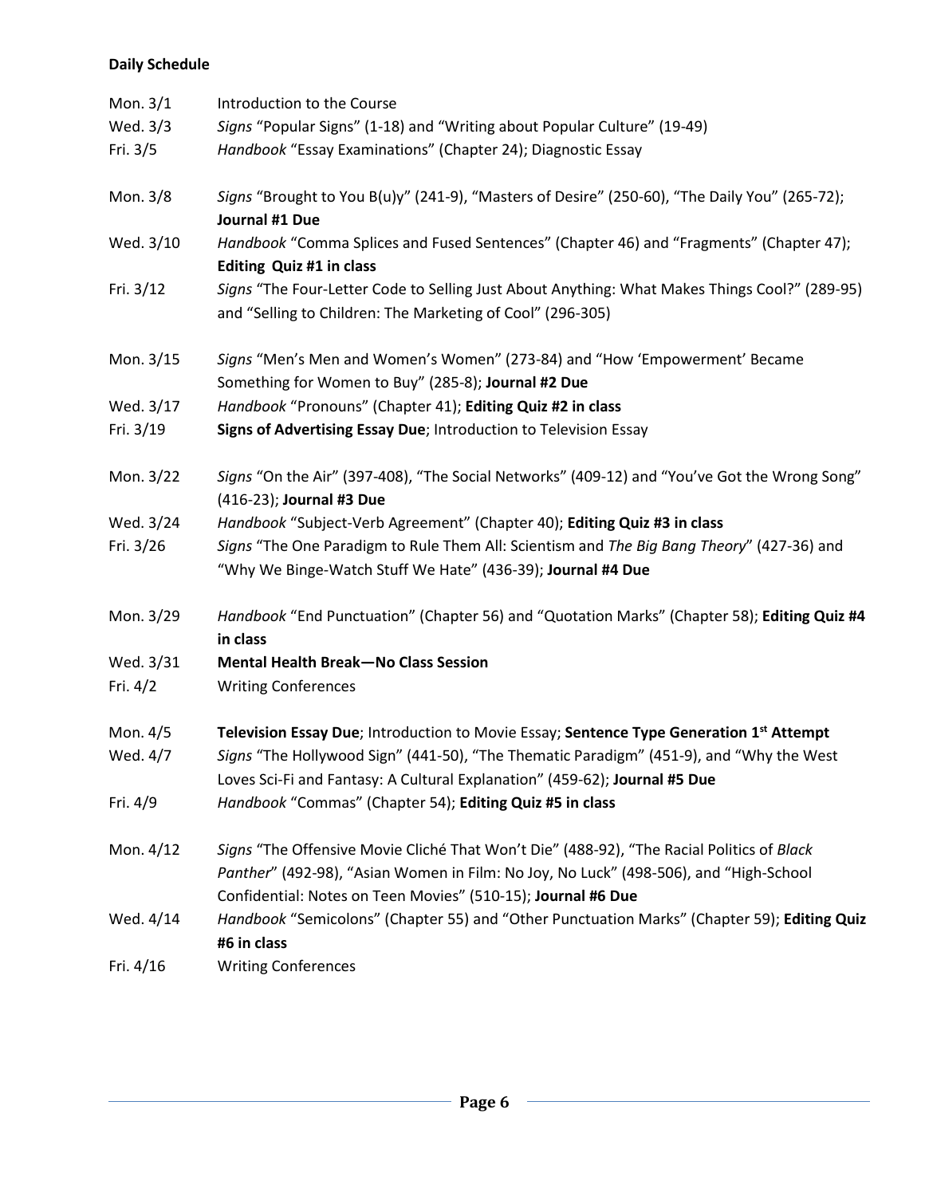**Daily Schedule**

| | |
|---|---|
| Mon. 3/1 | Introduction to the Course |
| Wed. 3/3 | *Signs* "Popular Signs" (1-18) and "Writing about Popular Culture" (19-49) |
| Fri. 3/5 | *Handbook* "Essay Examinations" (Chapter 24); Diagnostic Essay |
| Mon. 3/8 | *Signs* "Brought to You B(u)y" (241-9), "Masters of Desire" (250-60), "The Daily You" (265-72); **Journal #1 Due** |
| Wed. 3/10 | *Handbook* "Comma Splices and Fused Sentences" (Chapter 46) and "Fragments" (Chapter 47); **Editing Quiz #1 in class** |
| Fri. 3/12 | *Signs* "The Four-Letter Code to Selling Just About Anything: What Makes Things Cool?" (289-95) and "Selling to Children: The Marketing of Cool" (296-305) |
| Mon. 3/15 | *Signs* "Men's Men and Women's Women" (273-84) and "How 'Empowerment' Became Something for Women to Buy" (285-8); **Journal #2 Due** |
| Wed. 3/17 | *Handbook* "Pronouns" (Chapter 41); **Editing Quiz #2 in class** |
| Fri. 3/19 | **Signs of Advertising Essay Due**; Introduction to Television Essay |
| Mon. 3/22 | *Signs* "On the Air" (397-408), "The Social Networks" (409-12) and "You've Got the Wrong Song" (416-23); **Journal #3 Due** |
| Wed. 3/24 | *Handbook* "Subject-Verb Agreement" (Chapter 40); **Editing Quiz #3 in class** |
| Fri. 3/26 | *Signs* "The One Paradigm to Rule Them All: Scientism and *The Big Bang Theory*" (427-36) and "Why We Binge-Watch Stuff We Hate" (436-39); **Journal #4 Due** |
| Mon. 3/29 | *Handbook* "End Punctuation" (Chapter 56) and "Quotation Marks" (Chapter 58); **Editing Quiz #4 in class** |
| Wed. 3/31 | **Mental Health Break—No Class Session** |
| Fri. 4/2 | Writing Conferences |
| Mon. 4/5 | **Television Essay Due**; Introduction to Movie Essay; **Sentence Type Generation 1st Attempt** |
| Wed. 4/7 | *Signs* "The Hollywood Sign" (441-50), "The Thematic Paradigm" (451-9), and "Why the West Loves Sci-Fi and Fantasy: A Cultural Explanation" (459-62); **Journal #5 Due** |
| Fri. 4/9 | *Handbook* "Commas" (Chapter 54); **Editing Quiz #5 in class** |
| Mon. 4/12 | *Signs* "The Offensive Movie Cliché That Won't Die" (488-92), "The Racial Politics of *Black Panther*" (492-98), "Asian Women in Film: No Joy, No Luck" (498-506), and "High-School Confidential: Notes on Teen Movies" (510-15); **Journal #6 Due** |
| Wed. 4/14 | *Handbook* "Semicolons" (Chapter 55) and "Other Punctuation Marks" (Chapter 59); **Editing Quiz #6 in class** |
| Fri. 4/16 | Writing Conferences |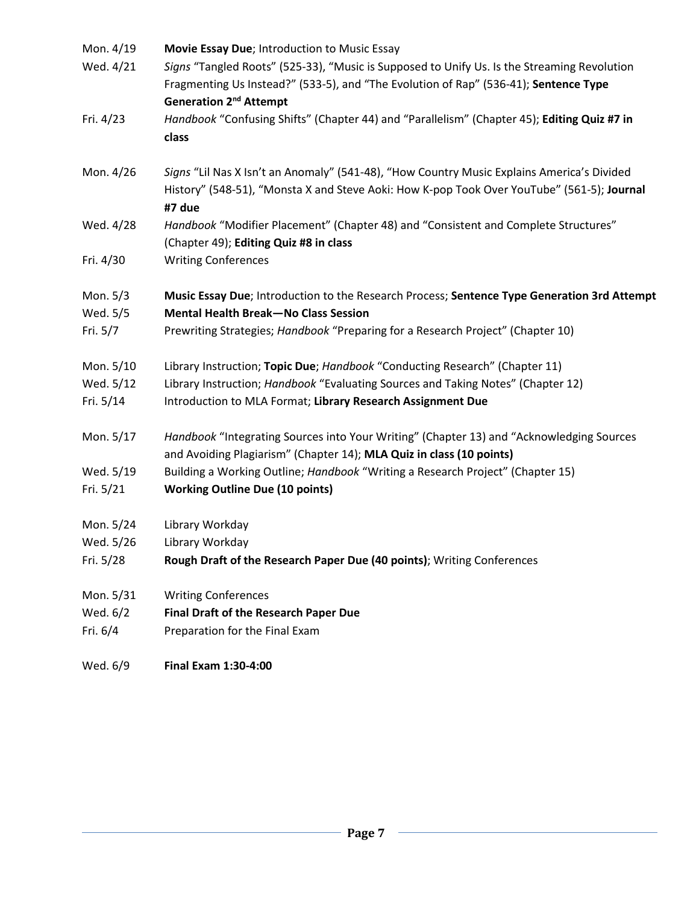| | |
|---|---|
| Mon. 4/19 | **Movie Essay Due**; Introduction to Music Essay |
| Wed. 4/21 | *Signs* "Tangled Roots" (525-33), "Music is Supposed to Unify Us. Is the Streaming Revolution Fragmenting Us Instead?" (533-5), and "The Evolution of Rap" (536-41); **Sentence Type Generation 2nd Attempt** |
| Fri. 4/23 | *Handbook* "Confusing Shifts" (Chapter 44) and "Parallelism" (Chapter 45); **Editing Quiz #7 in class** |
| Mon. 4/26 | *Signs* "Lil Nas X Isn't an Anomaly" (541-48), "How Country Music Explains America's Divided History" (548-51), "Monsta X and Steve Aoki: How K-pop Took Over YouTube" (561-5); **Journal #7 due** |
| Wed. 4/28 | *Handbook* "Modifier Placement" (Chapter 48) and "Consistent and Complete Structures" (Chapter 49); **Editing Quiz #8 in class** |
| Fri. 4/30 | Writing Conferences |
| Mon. 5/3 | **Music Essay Due**; Introduction to the Research Process; **Sentence Type Generation 3rd Attempt** |
| Wed. 5/5 | **Mental Health Break—No Class Session** |
| Fri. 5/7 | Prewriting Strategies; *Handbook* "Preparing for a Research Project" (Chapter 10) |
| Mon. 5/10 | Library Instruction; **Topic Due**; *Handbook* "Conducting Research" (Chapter 11) |
| Wed. 5/12 | Library Instruction; *Handbook* "Evaluating Sources and Taking Notes" (Chapter 12) |
| Fri. 5/14 | Introduction to MLA Format; **Library Research Assignment Due** |
| Mon. 5/17 | *Handbook* "Integrating Sources into Your Writing" (Chapter 13) and "Acknowledging Sources and Avoiding Plagiarism" (Chapter 14); **MLA Quiz in class (10 points)** |
| Wed. 5/19 | Building a Working Outline; *Handbook* "Writing a Research Project" (Chapter 15) |
| Fri. 5/21 | **Working Outline Due (10 points)** |
| Mon. 5/24 | Library Workday |
| Wed. 5/26 | Library Workday |
| Fri. 5/28 | **Rough Draft of the Research Paper Due (40 points)**; Writing Conferences |
| Mon. 5/31 | Writing Conferences |
| Wed. 6/2 | **Final Draft of the Research Paper Due** |
| Fri. 6/4 | Preparation for the Final Exam |
| Wed. 6/9 | **Final Exam 1:30-4:00** |